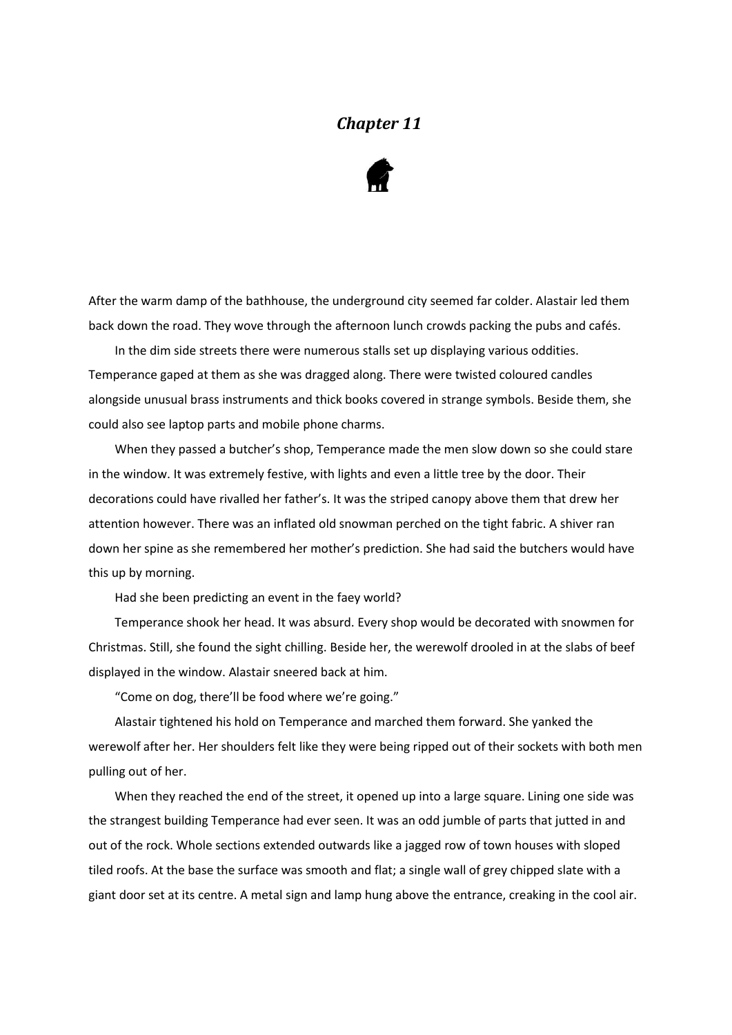# *Chapter 11*

After the warm damp of the bathhouse, the underground city seemed far colder. Alastair led them back down the road. They wove through the afternoon lunch crowds packing the pubs and cafés.

In the dim side streets there were numerous stalls set up displaying various oddities. Temperance gaped at them as she was dragged along. There were twisted coloured candles alongside unusual brass instruments and thick books covered in strange symbols. Beside them, she could also see laptop parts and mobile phone charms.

When they passed a butcher's shop, Temperance made the men slow down so she could stare in the window. It was extremely festive, with lights and even a little tree by the door. Their decorations could have rivalled her father's. It was the striped canopy above them that drew her attention however. There was an inflated old snowman perched on the tight fabric. A shiver ran down her spine as she remembered her mother's prediction. She had said the butchers would have this up by morning.

Had she been predicting an event in the faey world?

Temperance shook her head. It was absurd. Every shop would be decorated with snowmen for Christmas. Still, she found the sight chilling. Beside her, the werewolf drooled in at the slabs of beef displayed in the window. Alastair sneered back at him.

"Come on dog, there'll be food where we're going."

Alastair tightened his hold on Temperance and marched them forward. She yanked the werewolf after her. Her shoulders felt like they were being ripped out of their sockets with both men pulling out of her.

When they reached the end of the street, it opened up into a large square. Lining one side was the strangest building Temperance had ever seen. It was an odd jumble of parts that jutted in and out of the rock. Whole sections extended outwards like a jagged row of town houses with sloped tiled roofs. At the base the surface was smooth and flat; a single wall of grey chipped slate with a giant door set at its centre. A metal sign and lamp hung above the entrance, creaking in the cool air.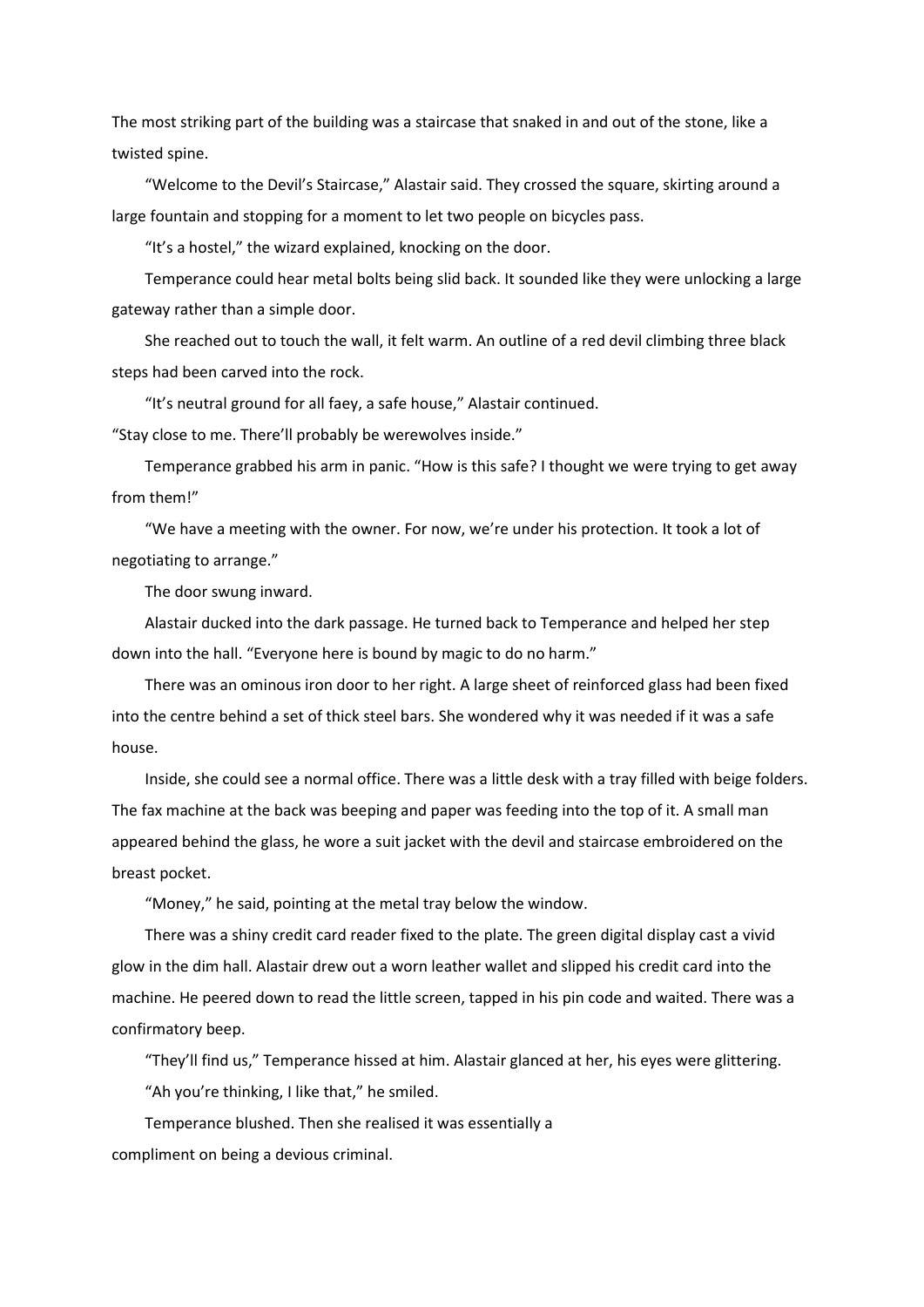The most striking part of the building was a staircase that snaked in and out of the stone, like a twisted spine.

"Welcome to the Devil's Staircase," Alastair said. They crossed the square, skirting around a large fountain and stopping for a moment to let two people on bicycles pass.

"It's a hostel," the wizard explained, knocking on the door.

Temperance could hear metal bolts being slid back. It sounded like they were unlocking a large gateway rather than a simple door.

She reached out to touch the wall, it felt warm. An outline of a red devil climbing three black steps had been carved into the rock.

"It's neutral ground for all faey, a safe house," Alastair continued.

"Stay close to me. There'll probably be werewolves inside."

Temperance grabbed his arm in panic. "How is this safe? I thought we were trying to get away from them!"

"We have a meeting with the owner. For now, we're under his protection. It took a lot of negotiating to arrange."

The door swung inward.

Alastair ducked into the dark passage. He turned back to Temperance and helped her step down into the hall. "Everyone here is bound by magic to do no harm."

There was an ominous iron door to her right. A large sheet of reinforced glass had been fixed into the centre behind a set of thick steel bars. She wondered why it was needed if it was a safe house.

Inside, she could see a normal office. There was a little desk with a tray filled with beige folders. The fax machine at the back was beeping and paper was feeding into the top of it. A small man appeared behind the glass, he wore a suit jacket with the devil and staircase embroidered on the breast pocket.

"Money," he said, pointing at the metal tray below the window.

There was a shiny credit card reader fixed to the plate. The green digital display cast a vivid glow in the dim hall. Alastair drew out a worn leather wallet and slipped his credit card into the machine. He peered down to read the little screen, tapped in his pin code and waited. There was a confirmatory beep.

"They'll find us," Temperance hissed at him. Alastair glanced at her, his eyes were glittering.

"Ah you're thinking, I like that," he smiled.

Temperance blushed. Then she realised it was essentially a compliment on being a devious criminal.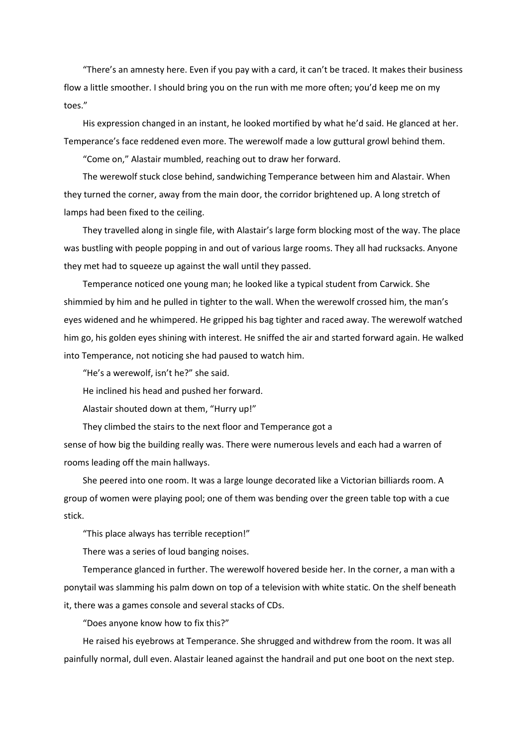"There's an amnesty here. Even if you pay with a card, it can't be traced. It makes their business flow a little smoother. I should bring you on the run with me more often; you'd keep me on my toes."

His expression changed in an instant, he looked mortified by what he'd said. He glanced at her. Temperance's face reddened even more. The werewolf made a low guttural growl behind them.

"Come on," Alastair mumbled, reaching out to draw her forward.

The werewolf stuck close behind, sandwiching Temperance between him and Alastair. When they turned the corner, away from the main door, the corridor brightened up. A long stretch of lamps had been fixed to the ceiling.

They travelled along in single file, with Alastair's large form blocking most of the way. The place was bustling with people popping in and out of various large rooms. They all had rucksacks. Anyone they met had to squeeze up against the wall until they passed.

Temperance noticed one young man; he looked like a typical student from Carwick. She shimmied by him and he pulled in tighter to the wall. When the werewolf crossed him, the man's eyes widened and he whimpered. He gripped his bag tighter and raced away. The werewolf watched him go, his golden eyes shining with interest. He sniffed the air and started forward again. He walked into Temperance, not noticing she had paused to watch him.

"He's a werewolf, isn't he?" she said.

He inclined his head and pushed her forward.

Alastair shouted down at them, "Hurry up!"

They climbed the stairs to the next floor and Temperance got a sense of how big the building really was. There were numerous levels and each had a warren of rooms leading off the main hallways.

She peered into one room. It was a large lounge decorated like a Victorian billiards room. A group of women were playing pool; one of them was bending over the green table top with a cue stick.

"This place always has terrible reception!"

There was a series of loud banging noises.

Temperance glanced in further. The werewolf hovered beside her. In the corner, a man with a ponytail was slamming his palm down on top of a television with white static. On the shelf beneath it, there was a games console and several stacks of CDs.

"Does anyone know how to fix this?"

He raised his eyebrows at Temperance. She shrugged and withdrew from the room. It was all painfully normal, dull even. Alastair leaned against the handrail and put one boot on the next step.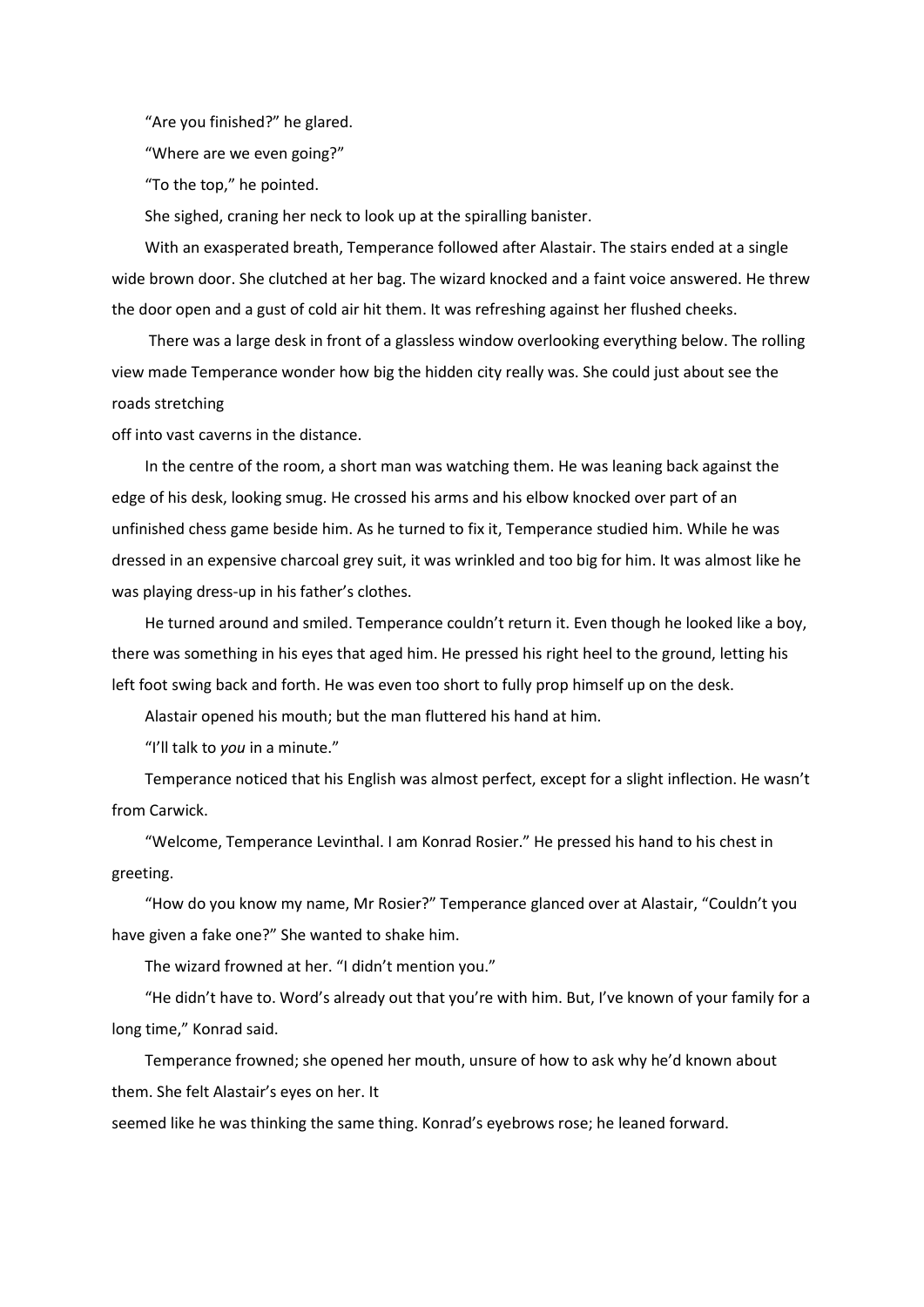"Are you finished?" he glared.

"Where are we even going?"

"To the top," he pointed.

She sighed, craning her neck to look up at the spiralling banister.

With an exasperated breath, Temperance followed after Alastair. The stairs ended at a single wide brown door. She clutched at her bag. The wizard knocked and a faint voice answered. He threw the door open and a gust of cold air hit them. It was refreshing against her flushed cheeks.

There was a large desk in front of a glassless window overlooking everything below. The rolling view made Temperance wonder how big the hidden city really was. She could just about see the roads stretching off into vast caverns in the distance.

In the centre of the room, a short man was watching them. He was leaning back against the edge of his desk, looking smug. He crossed his arms and his elbow knocked over part of an unfinished chess game beside him. As he turned to fix it, Temperance studied him. While he was dressed in an expensive charcoal grey suit, it was wrinkled and too big for him. It was almost like he was playing dress-up in his father's clothes.

He turned around and smiled. Temperance couldn't return it. Even though he looked like a boy, there was something in his eyes that aged him. He pressed his right heel to the ground, letting his left foot swing back and forth. He was even too short to fully prop himself up on the desk.

Alastair opened his mouth; but the man fluttered his hand at him.

"I'll talk to *you* in a minute."

Temperance noticed that his English was almost perfect, except for a slight inflection. He wasn't from Carwick.

"Welcome, Temperance Levinthal. I am Konrad Rosier." He pressed his hand to his chest in greeting.

"How do you know my name, Mr Rosier?" Temperance glanced over at Alastair, "Couldn't you have given a fake one?" She wanted to shake him.

The wizard frowned at her. "I didn't mention you."

"He didn't have to. Word's already out that you're with him. But, I've known of your family for a long time," Konrad said.

Temperance frowned; she opened her mouth, unsure of how to ask why he'd known about them. She felt Alastair's eyes on her. It seemed like he was thinking the same thing. Konrad's eyebrows rose; he leaned forward.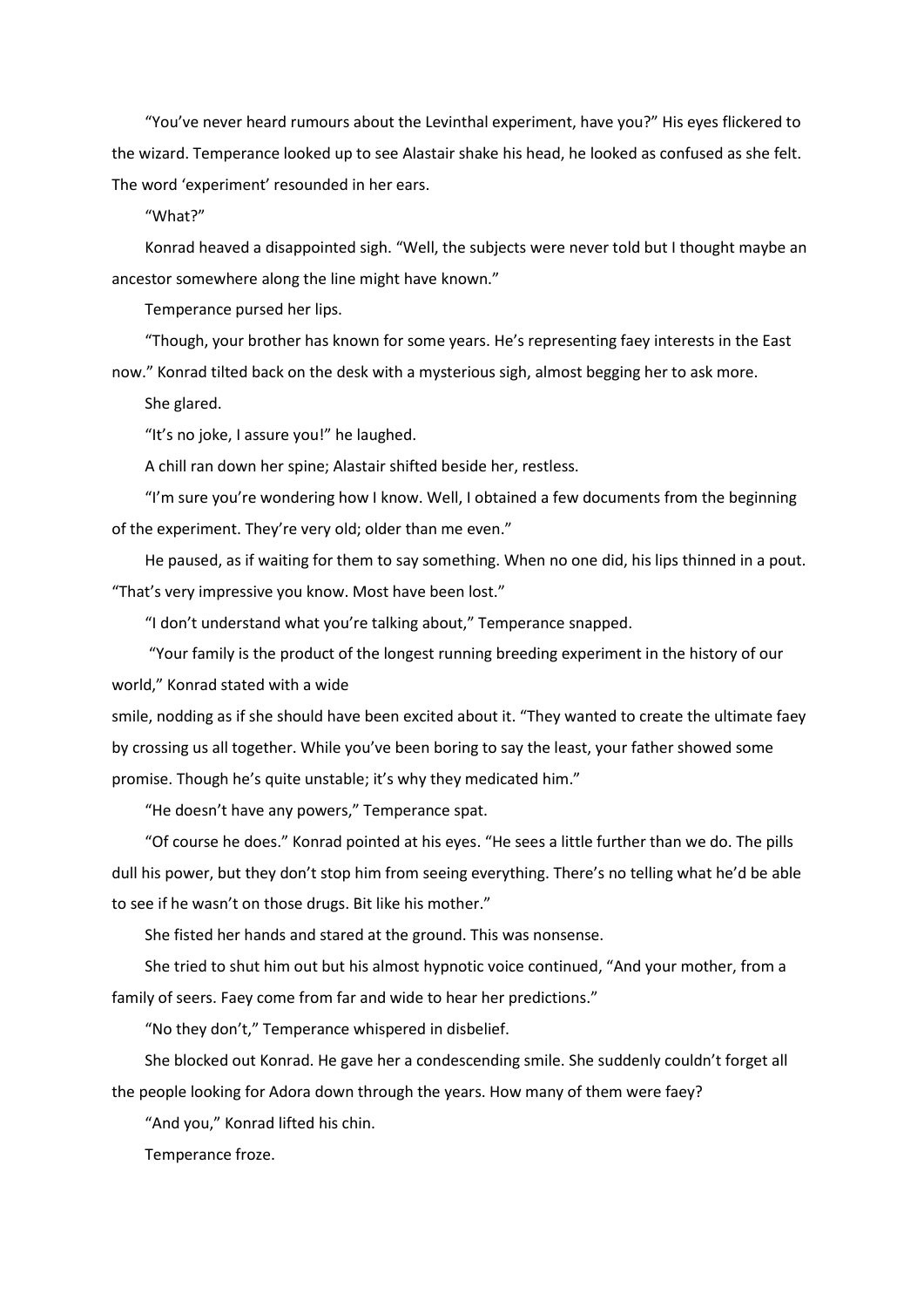"You've never heard rumours about the Levinthal experiment, have you?" His eyes flickered to the wizard. Temperance looked up to see Alastair shake his head, he looked as confused as she felt. The word 'experiment' resounded in her ears.

"What?"

Konrad heaved a disappointed sigh. "Well, the subjects were never told but I thought maybe an ancestor somewhere along the line might have known."

Temperance pursed her lips.

"Though, your brother has known for some years. He's representing faey interests in the East now." Konrad tilted back on the desk with a mysterious sigh, almost begging her to ask more.

She glared.

"It's no joke, I assure you!" he laughed.

A chill ran down her spine; Alastair shifted beside her, restless.

"I'm sure you're wondering how I know. Well, I obtained a few documents from the beginning of the experiment. They're very old; older than me even."

He paused, as if waiting for them to say something. When no one did, his lips thinned in a pout. "That's very impressive you know. Most have been lost."

"I don't understand what you're talking about," Temperance snapped.

"Your family is the product of the longest running breeding experiment in the history of our world," Konrad stated with a wide smile, nodding as if she should have been excited about it. "They wanted to create the ultimate faey by crossing us all together. While you've been boring to say the least, your father showed some promise. Though he's quite unstable; it's why they medicated him."

"He doesn't have any powers," Temperance spat.

"Of course he does." Konrad pointed at his eyes. "He sees a little further than we do. The pills dull his power, but they don't stop him from seeing everything. There's no telling what he'd be able to see if he wasn't on those drugs. Bit like his mother."

She fisted her hands and stared at the ground. This was nonsense.

She tried to shut him out but his almost hypnotic voice continued, "And your mother, from a family of seers. Faey come from far and wide to hear her predictions."

"No they don't," Temperance whispered in disbelief.

She blocked out Konrad. He gave her a condescending smile. She suddenly couldn't forget all the people looking for Adora down through the years. How many of them were faey?

"And you," Konrad lifted his chin.

Temperance froze.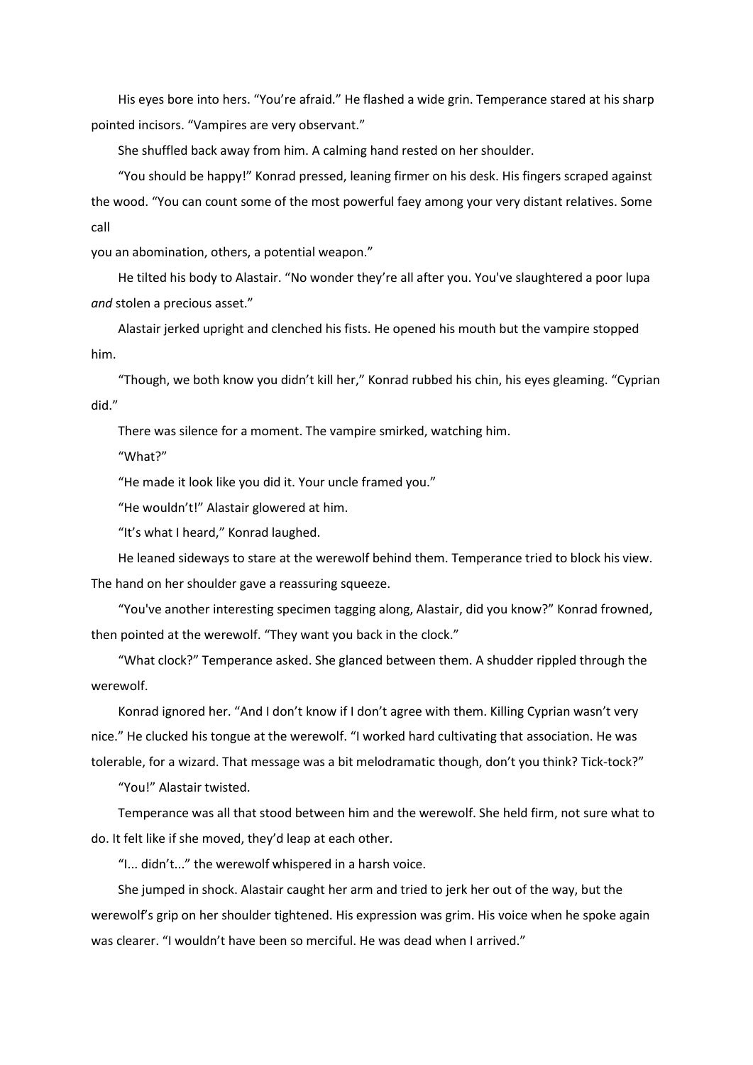His eyes bore into hers. “You’re afraid.” He flashed a wide grin. Temperance stared at his sharp pointed incisors. “Vampires are very observant.”

She shuffled back away from him. A calming hand rested on her shoulder.

“You should be happy!” Konrad pressed, leaning firmer on his desk. His fingers scraped against the wood. “You can count some of the most powerful faey among your very distant relatives. Some call you an abomination, others, a potential weapon.”

He tilted his body to Alastair. “No wonder they’re all after you. You've slaughtered a poor lupa *and* stolen a precious asset.”

Alastair jerked upright and clenched his fists. He opened his mouth but the vampire stopped him.

“Though, we both know you didn’t kill her,” Konrad rubbed his chin, his eyes gleaming. “Cyprian did.”

There was silence for a moment. The vampire smirked, watching him.

“What?”

“He made it look like you did it. Your uncle framed you.”

“He wouldn’t!” Alastair glowered at him.

“It’s what I heard,” Konrad laughed.

He leaned sideways to stare at the werewolf behind them. Temperance tried to block his view. The hand on her shoulder gave a reassuring squeeze.

“You've another interesting specimen tagging along, Alastair, did you know?” Konrad frowned, then pointed at the werewolf. “They want you back in the clock.”

“What clock?” Temperance asked. She glanced between them. A shudder rippled through the werewolf.

Konrad ignored her. “And I don’t know if I don’t agree with them. Killing Cyprian wasn’t very nice.” He clucked his tongue at the werewolf. “I worked hard cultivating that association. He was tolerable, for a wizard. That message was a bit melodramatic though, don’t you think? Tick-tock?”

“You!” Alastair twisted.

Temperance was all that stood between him and the werewolf. She held firm, not sure what to do. It felt like if she moved, they’d leap at each other.

“I... didn’t...” the werewolf whispered in a harsh voice.

She jumped in shock. Alastair caught her arm and tried to jerk her out of the way, but the werewolf’s grip on her shoulder tightened. His expression was grim. His voice when he spoke again was clearer. “I wouldn’t have been so merciful. He was dead when I arrived.”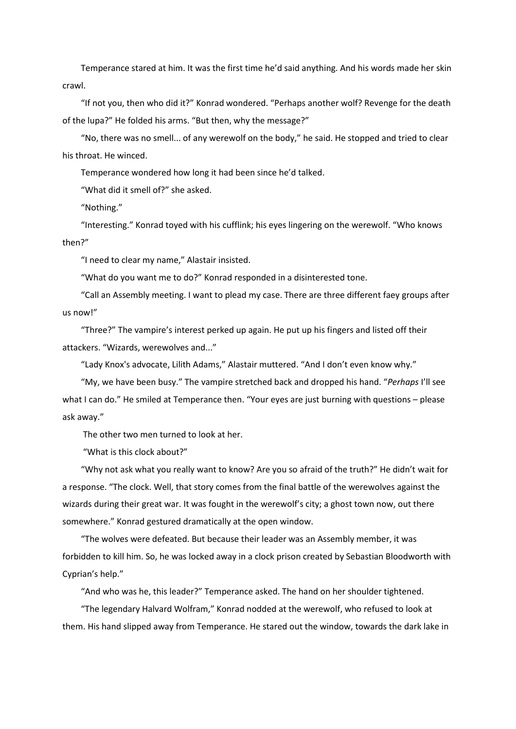Temperance stared at him. It was the first time he'd said anything. And his words made her skin crawl.

"If not you, then who did it?" Konrad wondered. "Perhaps another wolf? Revenge for the death of the lupa?" He folded his arms. "But then, why the message?"

"No, there was no smell... of any werewolf on the body," he said. He stopped and tried to clear his throat. He winced.

Temperance wondered how long it had been since he'd talked.

"What did it smell of?" she asked.

"Nothing."

"Interesting." Konrad toyed with his cufflink; his eyes lingering on the werewolf. "Who knows then?"

"I need to clear my name," Alastair insisted.

"What do you want me to do?" Konrad responded in a disinterested tone.

"Call an Assembly meeting. I want to plead my case. There are three different faey groups after us now!"

"Three?" The vampire's interest perked up again. He put up his fingers and listed off their attackers. "Wizards, werewolves and..."

"Lady Knox's advocate, Lilith Adams," Alastair muttered. "And I don't even know why."

"My, we have been busy." The vampire stretched back and dropped his hand. "*Perhaps* I'll see what I can do." He smiled at Temperance then. "Your eyes are just burning with questions – please ask away."

The other two men turned to look at her.

"What is this clock about?"

"Why not ask what you really want to know? Are you so afraid of the truth?" He didn't wait for a response. "The clock. Well, that story comes from the final battle of the werewolves against the wizards during their great war. It was fought in the werewolf's city; a ghost town now, out there somewhere." Konrad gestured dramatically at the open window.

"The wolves were defeated. But because their leader was an Assembly member, it was forbidden to kill him. So, he was locked away in a clock prison created by Sebastian Bloodworth with Cyprian's help."

"And who was he, this leader?" Temperance asked. The hand on her shoulder tightened.

"The legendary Halvard Wolfram," Konrad nodded at the werewolf, who refused to look at them. His hand slipped away from Temperance. He stared out the window, towards the dark lake in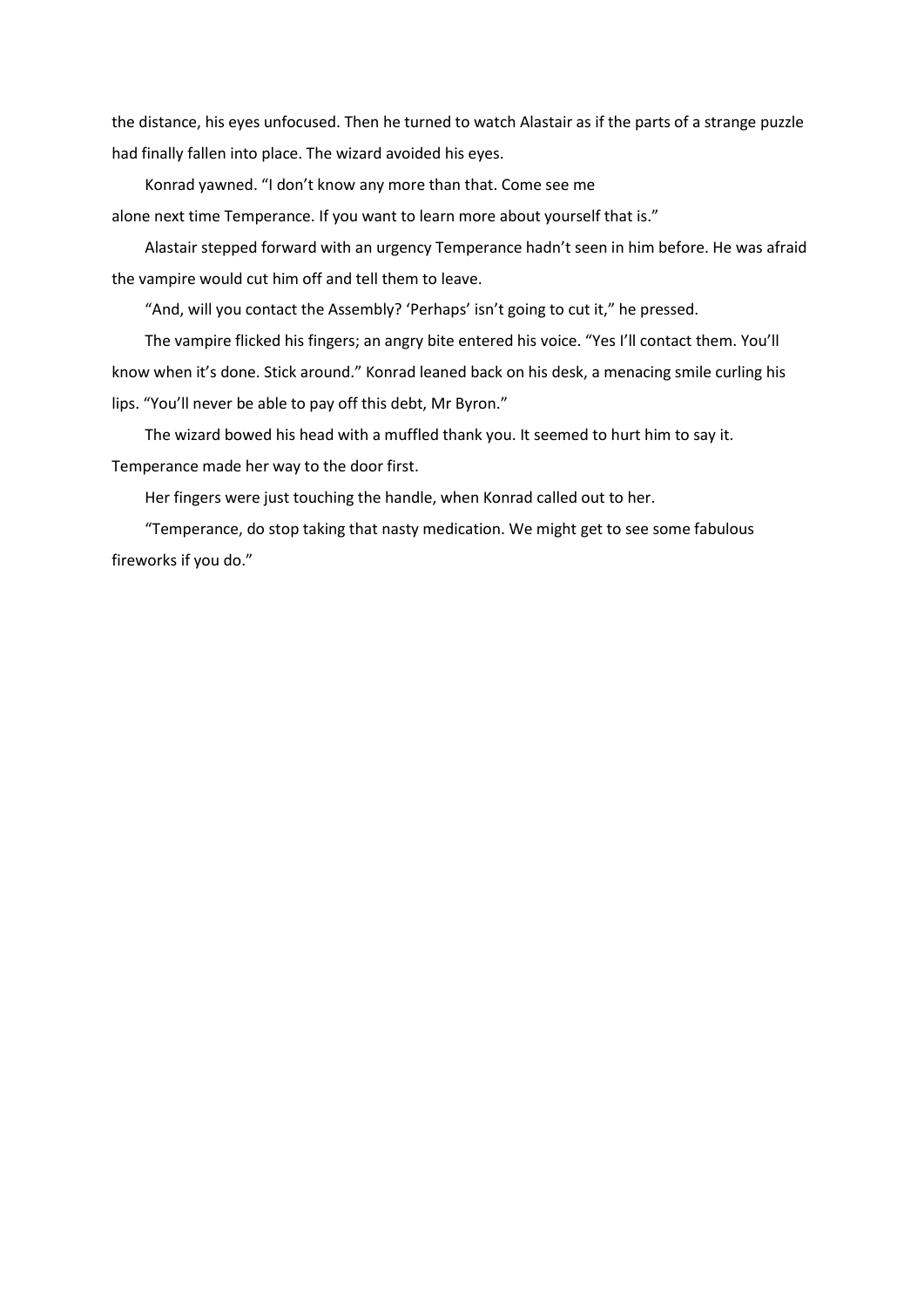the distance, his eyes unfocused. Then he turned to watch Alastair as if the parts of a strange puzzle had finally fallen into place. The wizard avoided his eyes.

Konrad yawned. "I don't know any more than that. Come see me alone next time Temperance. If you want to learn more about yourself that is."

Alastair stepped forward with an urgency Temperance hadn't seen in him before. He was afraid the vampire would cut him off and tell them to leave.

"And, will you contact the Assembly? 'Perhaps' isn't going to cut it," he pressed.

The vampire flicked his fingers; an angry bite entered his voice. "Yes I'll contact them. You'll know when it's done. Stick around." Konrad leaned back on his desk, a menacing smile curling his lips. "You'll never be able to pay off this debt, Mr Byron."

The wizard bowed his head with a muffled thank you. It seemed to hurt him to say it. Temperance made her way to the door first.

Her fingers were just touching the handle, when Konrad called out to her.

"Temperance, do stop taking that nasty medication. We might get to see some fabulous fireworks if you do."